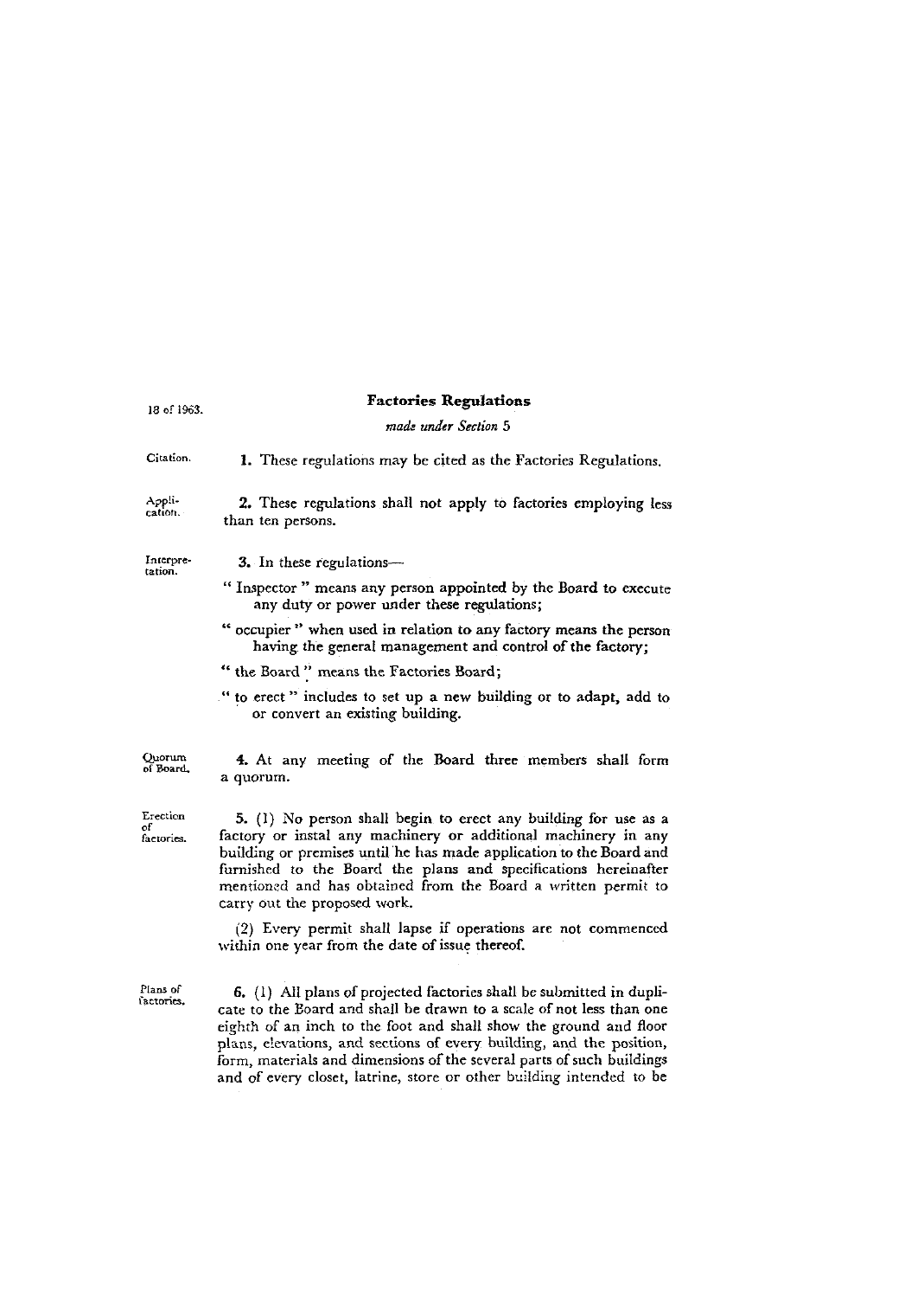18 of 1963.

# Factories Regulations

*made under Section 5*

Citation.

**1.** These regulations may be cited as the Factories Regulations.

Application.

**2.** These regulations shall not apply to factories employing less than ten persons.

Interpretation.

**3.** In these regulations—

" Inspector " means any person appointed by the Board to execute any duty or power under these regulations;

" occupier " when used in relation to any factory means the person having the general management and control of the factory;

" the Board " means the Factories Board;

" to erect " includes to set up a new building or to adapt, add to or convert an existing building.

Quorum of Board.

**4.** At any meeting of the Board three members shall form a quorum.

Erection of factories.

**5.** (1) No person shall begin to erect any building for use as a factory or instal any machinery or additional machinery in any building or premises until he has made application to the Board and furnished to the Board the plans and specifications hereinafter mentioned and has obtained from the Board a written permit to carry out the proposed work.

(2) Every permit shall lapse if operations are not commenced within one year from the date of issue thereof.

Plans of factories.

**6.** (1) All plans of projected factories shall be submitted in duplicate to the Board and shall be drawn to a scale of not less than one eighth of an inch to the foot and shall show the ground and floor plans, elevations, and sections of every building, and the position, form, materials and dimensions of the several parts of such buildings and of every closet, latrine, store or other building intended to be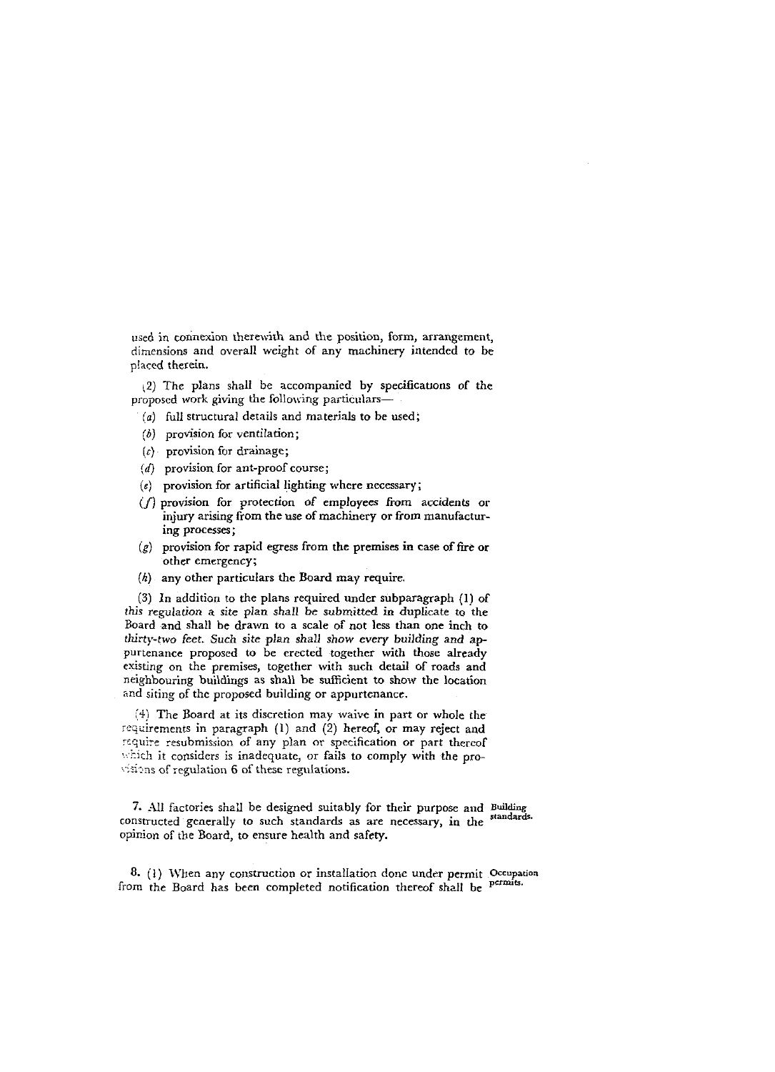used in connexion therewith and the position, form, arrangement, dimensions and overall weight of any machinery intended to be placed therein.

(2) The plans shall be accompanied by specifications of the proposed work giving the following particulars—

- (*a*) full structural details and materials to be used;
- (*b*) provision for ventilation;
- (*c*) provision for drainage;
- (*d*) provision for ant-proof course;
- (*e*) provision for artificial lighting where necessary;
- (*f*) provision for protection of employees from accidents or injury arising from the use of machinery or from manufacturing processes;
- (*g*) provision for rapid egress from the premises in case of fire or other emergency;
- (*h*) any other particulars the Board may require.

(3) In addition to the plans required under subparagraph (1) of this regulation a site plan shall be submitted in duplicate to the Board and shall be drawn to a scale of not less than one inch to thirty-two feet. Such site plan shall show every building and appurtenance proposed to be erected together with those already existing on the premises, together with such detail of roads and neighbouring buildings as shall be sufficient to show the location and siting of the proposed building or appurtenance.

(4) The Board at its discretion may waive in part or whole the requirements in paragraph (1) and (2) hereof, or may reject and require resubmission of any plan or specification or part thereof which it considers is inadequate, or fails to comply with the provisions of regulation 6 of these regulations.

7. All factories shall be designed suitably for their purpose and constructed generally to such standards as are necessary, in the opinion of the Board, to ensure health and safety. Building standards.

8. (1) When any construction or installation done under permit from the Board has been completed notification thereof shall be Occupation permits.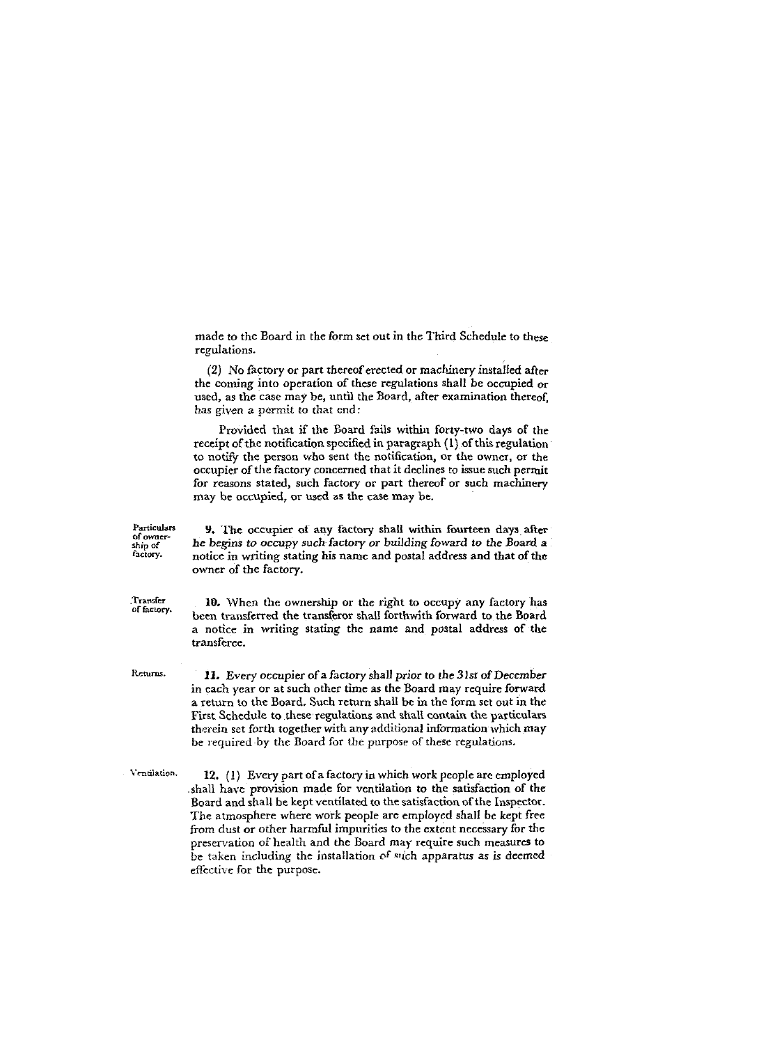made to the Board in the form set out in the Third Schedule to these regulations.

(2) No factory or part thereof erected or machinery installed after the coming into operation of these regulations shall be occupied or used, as the case may be, until the Board, after examination thereof, has given a permit to that end:

Provided that if the Board fails within forty-two days of the receipt of the notification specified in paragraph (1) of this regulation to notify the person who sent the notification, or the owner, or the occupier of the factory concerned that it declines to issue such permit for reasons stated, such factory or part thereof or such machinery may be occupied, or used as the case may be.

*Particulars of ownership of factory.*

**9.** The occupier of any factory shall within fourteen days after he begins to occupy such factory or building foward to the Board a notice in writing stating his name and postal address and that of the owner of the factory.

*Transfer of factory.*

**10.** When the ownership or the right to occupy any factory has been transferred the transferor shall forthwith forward to the Board a notice in writing stating the name and postal address of the transferee.

*Returns.*

**11.** Every occupier of a factory shall prior to the 31st of December in each year or at such other time as the Board may require forward a return to the Board. Such return shall be in the form set out in the First Schedule to these regulations and shall contain the particulars therein set forth together with any additional information which may be required by the Board for the purpose of these regulations.

*Ventilation.*

**12.** (1) Every part of a factory in which work people are employed shall have provision made for ventilation to the satisfaction of the Board and shall be kept ventilated to the satisfaction of the Inspector. The atmosphere where work people are employed shall be kept free from dust or other harmful impurities to the extent necessary for the preservation of health and the Board may require such measures to be taken including the installation of such apparatus as is deemed effective for the purpose.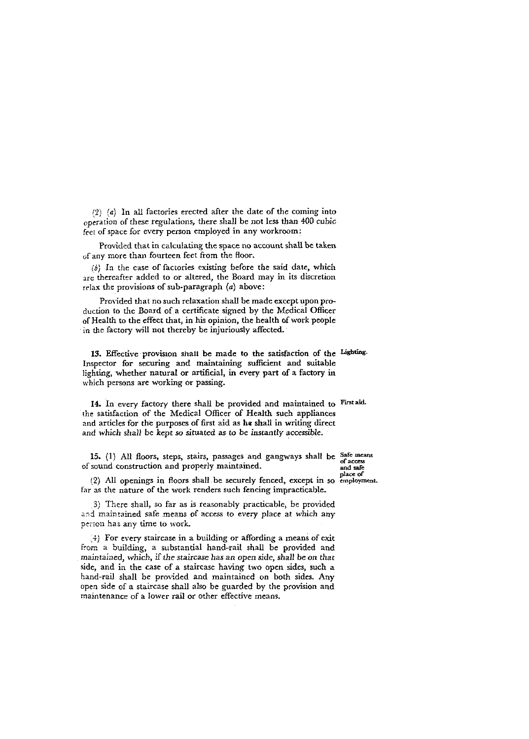(2) (*a*) In all factories erected after the date of the coming into operation of these regulations, there shall be not less than 400 cubic feet of space for every person employed in any workroom:

Provided that in calculating the space no account shall be taken of any more than fourteen feet from the floor.

(*b*) In the case of factories existing before the said date, which are thereafter added to or altered, the Board may in its discretion relax the provisions of sub-paragraph (*a*) above:

Provided that no such relaxation shall be made except upon production to the Board of a certificate signed by the Medical Officer of Health to the effect that, in his opinion, the health of work people in the factory will not thereby be injuriously affected.

**13.** Effective provision shall be made to the satisfaction of the Inspector for securing and maintaining sufficient and suitable lighting, whether natural or artificial, in every part of a factory in which persons are working or passing. *Lighting.*

**14.** In every factory there shall be provided and maintained to the satisfaction of the Medical Officer of Health such appliances and articles for the purposes of first aid as he shall in writing direct and which shall be kept so situated as to be instantly accessible. *First aid.*

**15.** (1) All floors, steps, stairs, passages and gangways shall be of sound construction and properly maintained. *Safe means of access and safe place of employment.*

(2) All openings in floors shall be securely fenced, except in so far as the nature of the work renders such fencing impracticable.

(3) There shall, so far as is reasonably practicable, be provided and maintained safe means of access to every place at which any person has any time to work.

(4) For every staircase in a building or affording a means of exit from a building, a substantial hand-rail shall be provided and maintained, which, if the staircase has an open side, shall be on that side, and in the case of a staircase having two open sides, such a hand-rail shall be provided and maintained on both sides. Any open side of a staircase shall also be guarded by the provision and maintenance of a lower rail or other effective means.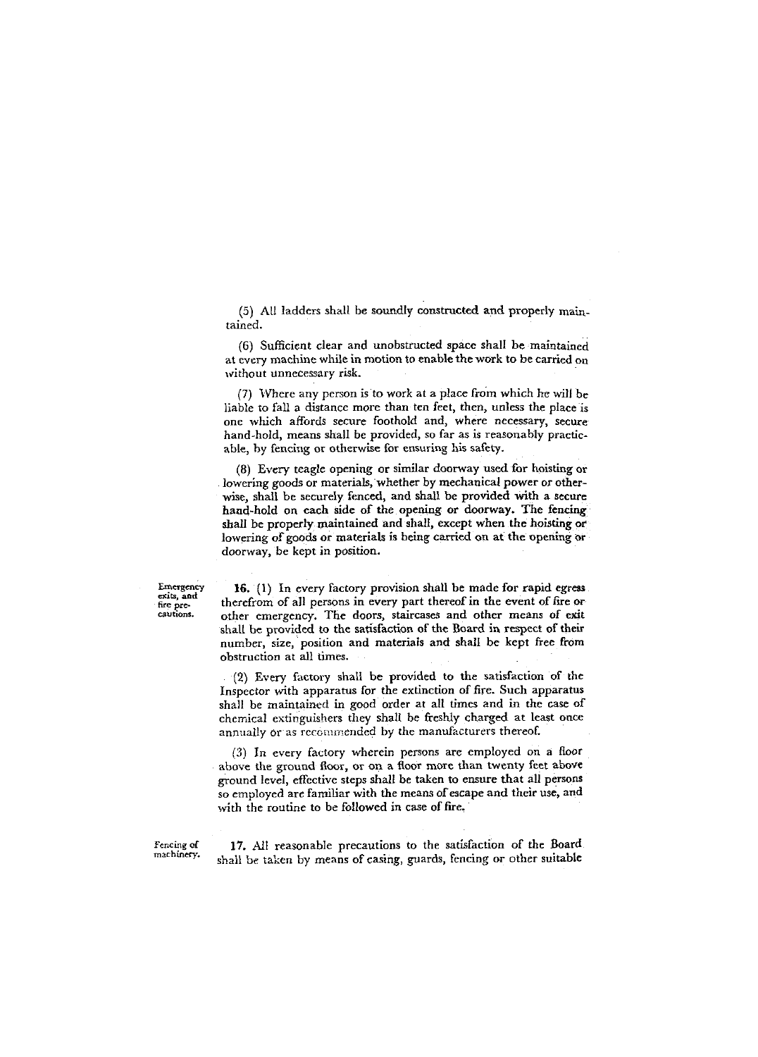(5) All ladders shall be soundly constructed and properly maintained.

(6) Sufficient clear and unobstructed space shall be maintained at every machine while in motion to enable the work to be carried on without unnecessary risk.

(7) Where any person is to work at a place from which he will be liable to fall a distance more than ten feet, then, unless the place is one which affords secure foothold and, where necessary, secure hand-hold, means shall be provided, so far as is reasonably practicable, by fencing or otherwise for ensuring his safety.

(8) Every teagle opening or similar doorway used for hoisting or lowering goods or materials, whether by mechanical power or otherwise, shall be securely fenced, and shall be provided with a secure hand-hold on each side of the opening or doorway. The fencing shall be properly maintained and shall, except when the hoisting or lowering of goods or materials is being carried on at the opening or doorway, be kept in position.

*Emergency exits, and fire precautions.*

**16.** (1) In every factory provision shall be made for rapid egress therefrom of all persons in every part thereof in the event of fire or other emergency. The doors, staircases and other means of exit shall be provided to the satisfaction of the Board in respect of their number, size, position and materials and shall be kept free from obstruction at all times.

(2) Every factory shall be provided to the satisfaction of the Inspector with apparatus for the extinction of fire. Such apparatus shall be maintained in good order at all times and in the case of chemical extinguishers they shall be freshly charged at least once annually or as recommended by the manufacturers thereof.

(3) In every factory wherein persons are employed on a floor above the ground floor, or on a floor more than twenty feet above ground level, effective steps shall be taken to ensure that all persons so employed are familiar with the means of escape and their use, and with the routine to be followed in case of fire.

*Fencing of machinery.*

**17.** All reasonable precautions to the satisfaction of the Board shall be taken by means of casing, guards, fencing or other suitable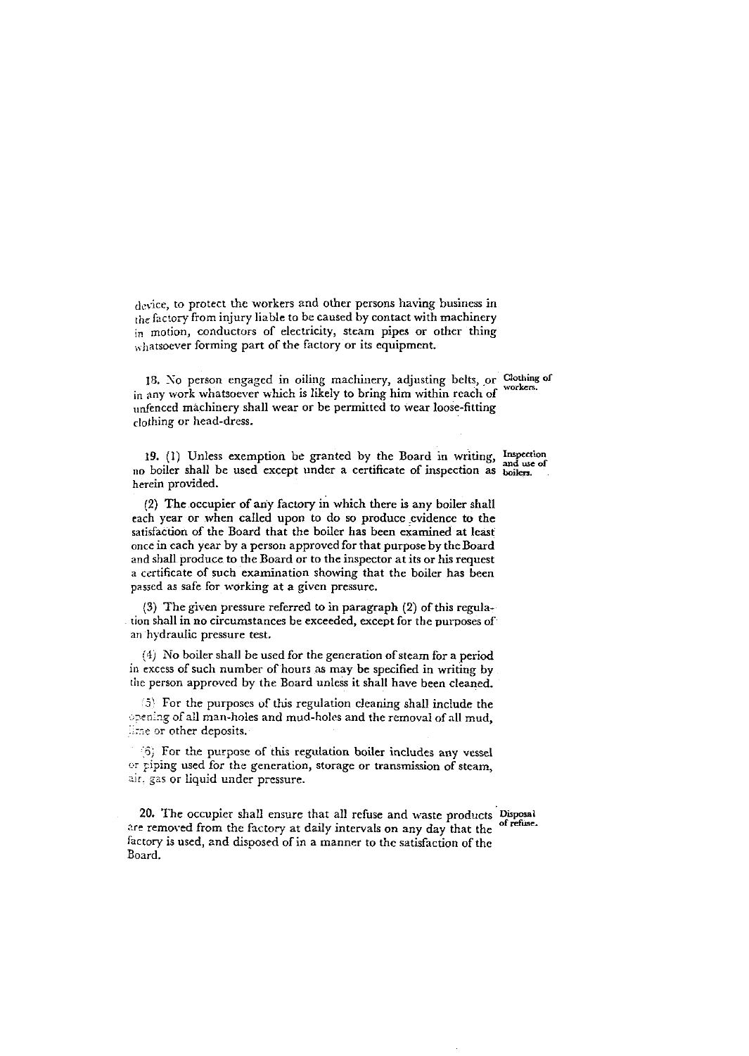device, to protect the workers and other persons having business in the factory from injury liable to be caused by contact with machinery in motion, conductors of electricity, steam pipes or other thing whatsoever forming part of the factory or its equipment.

**Clothing of workers.**

18. No person engaged in oiling machinery, adjusting belts, or in any work whatsoever which is likely to bring him within reach of unfenced machinery shall wear or be permitted to wear loose-fitting clothing or head-dress.

**Inspection and use of boilers.**

19. (1) Unless exemption be granted by the Board in writing, no boiler shall be used except under a certificate of inspection as herein provided.

(2) The occupier of any factory in which there is any boiler shall each year or when called upon to do so produce evidence to the satisfaction of the Board that the boiler has been examined at least once in each year by a person approved for that purpose by the Board and shall produce to the Board or to the inspector at its or his request a certificate of such examination showing that the boiler has been passed as safe for working at a given pressure.

(3) The given pressure referred to in paragraph (2) of this regulation shall in no circumstances be exceeded, except for the purposes of an hydraulic pressure test.

(4) No boiler shall be used for the generation of steam for a period in excess of such number of hours as may be specified in writing by the person approved by the Board unless it shall have been cleaned.

(5) For the purposes of this regulation cleaning shall include the opening of all man-holes and mud-holes and the removal of all mud, lime or other deposits.

(6) For the purpose of this regulation boiler includes any vessel or piping used for the generation, storage or transmission of steam, air, gas or liquid under pressure.

**Disposal of refuse.**

20. The occupier shall ensure that all refuse and waste products are removed from the factory at daily intervals on any day that the factory is used, and disposed of in a manner to the satisfaction of the Board.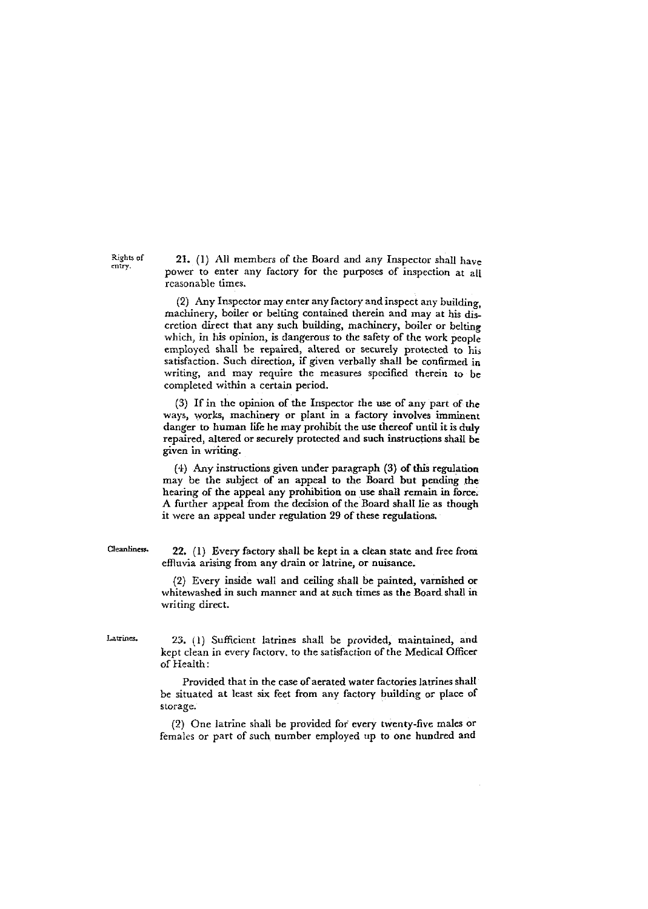**Rights of entry.**

**21.** (1) All members of the Board and any Inspector shall have power to enter any factory for the purposes of inspection at all reasonable times.

(2) Any Inspector may enter any factory and inspect any building, machinery, boiler or belting contained therein and may at his discretion direct that any such building, machinery, boiler or belting which, in his opinion, is dangerous to the safety of the work people employed shall be repaired, altered or securely protected to his satisfaction. Such direction, if given verbally shall be confirmed in writing, and may require the measures specified therein to be completed within a certain period.

(3) If in the opinion of the Inspector the use of any part of the ways, works, machinery or plant in a factory involves imminent danger to human life he may prohibit the use thereof until it is duly repaired, altered or securely protected and such instructions shall be given in writing.

(4) Any instructions given under paragraph (3) of this regulation may be the subject of an appeal to the Board but pending the hearing of the appeal any prohibition on use shall remain in force. A further appeal from the decision of the Board shall lie as though it were an appeal under regulation 29 of these regulations.

**Cleanliness.**

**22.** (1) Every factory shall be kept in a clean state and free from effluvia arising from any drain or latrine, or nuisance.

(2) Every inside wall and ceiling shall be painted, varnished or whitewashed in such manner and at such times as the Board shall in writing direct.

**Latrines.**

**23.** (1) Sufficient latrines shall be provided, maintained, and kept clean in every factory, to the satisfaction of the Medical Officer of Health:

Provided that in the case of aerated water factories latrines shall be situated at least six feet from any factory building or place of storage.

(2) One latrine shall be provided for every twenty-five males or females or part of such number employed up to one hundred and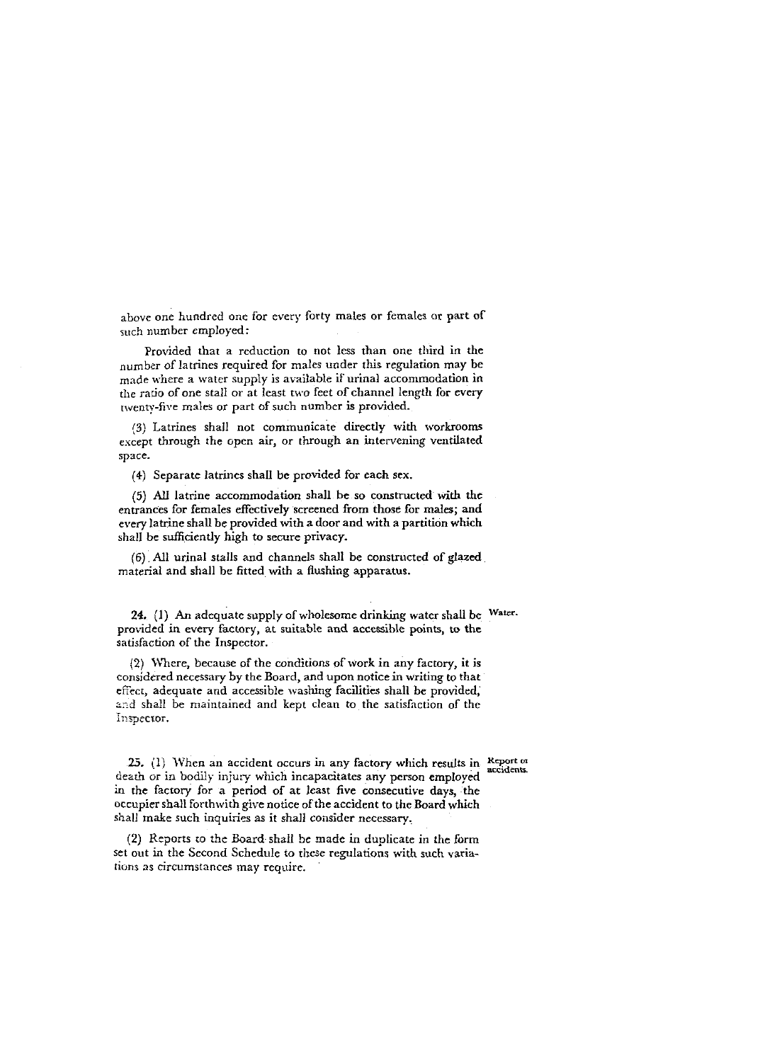above one hundred one for every forty males or females or part of such number employed:

Provided that a reduction to not less than one third in the number of latrines required for males under this regulation may be made where a water supply is available if urinal accommodation in the ratio of one stall or at least two feet of channel length for every twenty-five males or part of such number is provided.

(3) Latrines shall not communicate directly with workrooms except through the open air, or through an intervening ventilated space.

(4) Separate latrines shall be provided for each sex.

(5) All latrine accommodation shall be so constructed with the entrances for females effectively screened from those for males; and every latrine shall be provided with a door and with a partition which shall be sufficiently high to secure privacy.

(6) All urinal stalls and channels shall be constructed of glazed material and shall be fitted with a flushing apparatus.

**24.** (1) An adequate supply of wholesome drinking water shall be provided in every factory, at suitable and accessible points, to the satisfaction of the Inspector. *Water.*

(2) Where, because of the conditions of work in any factory, it is considered necessary by the Board, and upon notice in writing to that effect, adequate and accessible washing facilities shall be provided, and shall be maintained and kept clean to the satisfaction of the Inspector.

**25.** (1) When an accident occurs in any factory which results in death or in bodily injury which incapacitates any person employed in the factory for a period of at least five consecutive days, the occupier shall forthwith give notice of the accident to the Board which shall make such inquiries as it shall consider necessary. *Report of accidents.*

(2) Reports to the Board shall be made in duplicate in the form set out in the Second Schedule to these regulations with such variations as circumstances may require.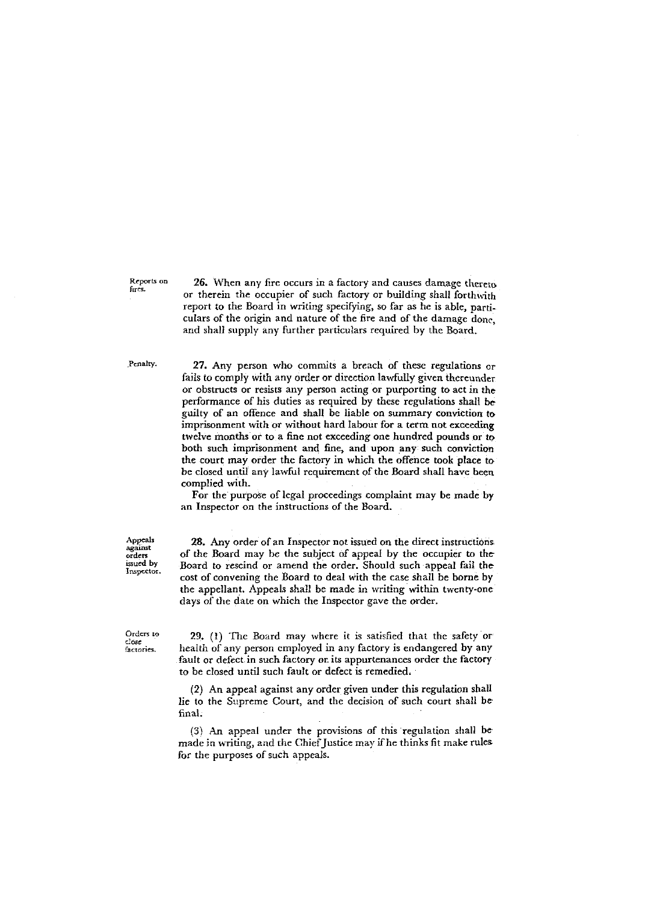**Reports on fires.**

**26.** When any fire occurs in a factory and causes damage thereto or therein the occupier of such factory or building shall forthwith report to the Board in writing specifying, so far as he is able, particulars of the origin and nature of the fire and of the damage done, and shall supply any further particulars required by the Board.

**Penalty.**

**27.** Any person who commits a breach of these regulations or fails to comply with any order or direction lawfully given thereunder or obstructs or resists any person acting or purporting to act in the performance of his duties as required by these regulations shall be guilty of an offence and shall be liable on summary conviction to imprisonment with or without hard labour for a term not exceeding twelve months or to a fine not exceeding one hundred pounds or to both such imprisonment and fine, and upon any such conviction the court may order the factory in which the offence took place to be closed until any lawful requirement of the Board shall have been complied with.

For the purpose of legal proceedings complaint may be made by an Inspector on the instructions of the Board.

**Appeals against orders issued by Inspector.**

**28.** Any order of an Inspector not issued on the direct instructions of the Board may be the subject of appeal by the occupier to the Board to rescind or amend the order. Should such appeal fail the cost of convening the Board to deal with the case shall be borne by the appellant. Appeals shall be made in writing within twenty-one days of the date on which the Inspector gave the order.

**Orders to close factories.**

**29.** (1) The Board may where it is satisfied that the safety or health of any person employed in any factory is endangered by any fault or defect in such factory or its appurtenances order the factory to be closed until such fault or defect is remedied.

(2) An appeal against any order given under this regulation shall lie to the Supreme Court, and the decision of such court shall be final.

(3) An appeal under the provisions of this regulation shall be made in writing, and the Chief Justice may if he thinks fit make rules for the purposes of such appeals.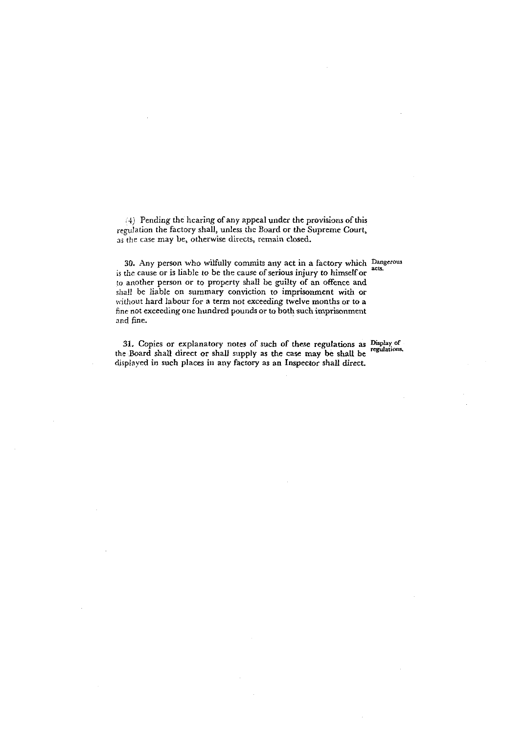(4) Pending the hearing of any appeal under the provisions of this regulation the factory shall, unless the Board or the Supreme Court, as the case may be, otherwise directs, remain closed.

30. Any person who wilfully commits any act in a factory which is the cause or is liable to be the cause of serious injury to himself or to another person or to property shall be guilty of an offence and shall be liable on summary conviction to imprisonment with or without hard labour for a term not exceeding twelve months or to a fine not exceeding one hundred pounds or to both such imprisonment and fine.

*Dangerous acts.*

31. Copies or explanatory notes of such of these regulations as the Board shall direct or shall supply as the case may be shall be displayed in such places in any factory as an Inspector shall direct.

*Display of regulations.*